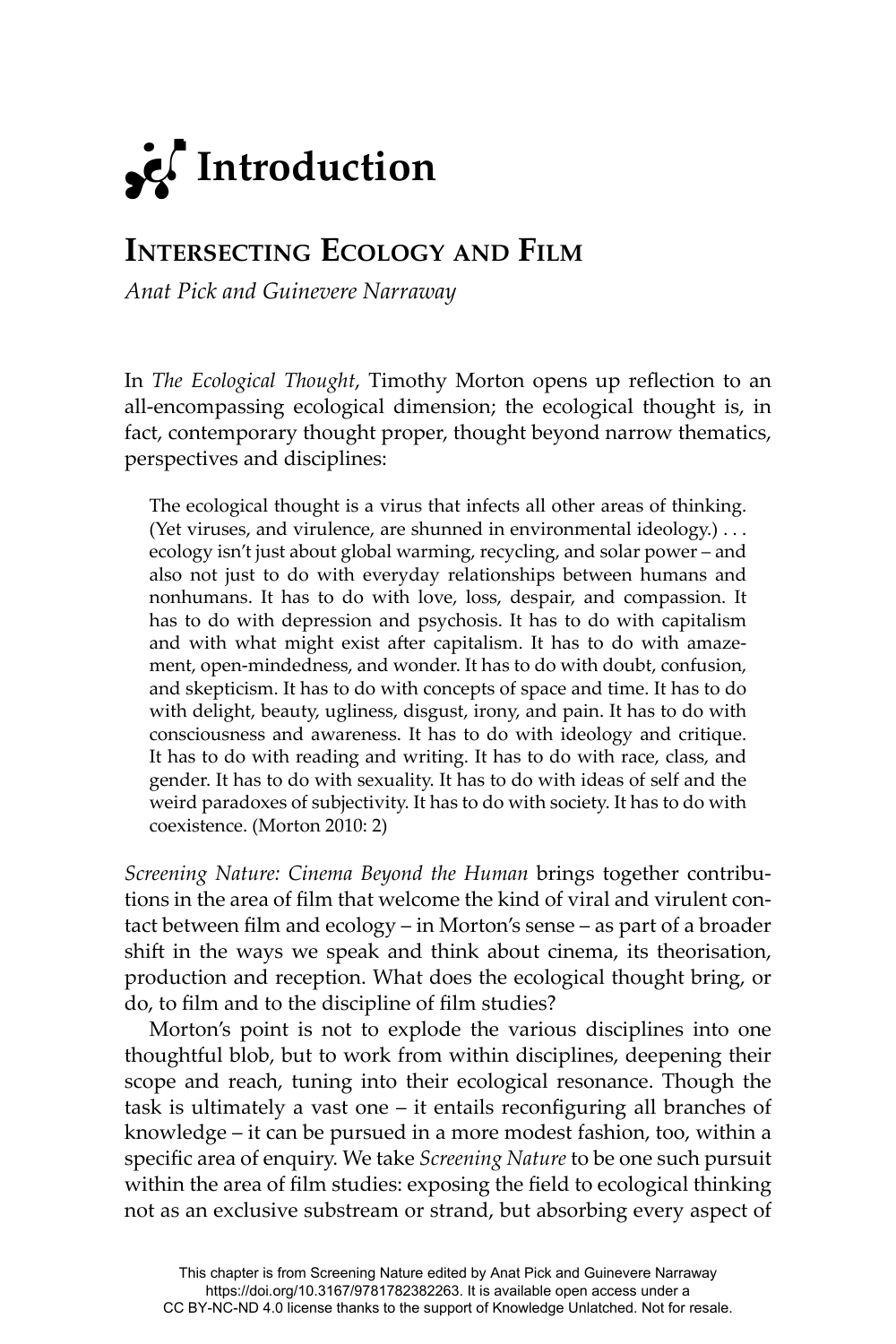# Introduction

## Intersecting Ecology and Film

*Anat Pick and Guinevere Narraway*

In *The Ecological Thought*, Timothy Morton opens up reflection to an all-encompassing ecological dimension; the ecological thought is, in fact, contemporary thought proper, thought beyond narrow thematics, perspectives and disciplines:

> The ecological thought is a virus that infects all other areas of thinking. (Yet viruses, and virulence, are shunned in environmental ideology.) . . . ecology isn't just about global warming, recycling, and solar power – and also not just to do with everyday relationships between humans and nonhumans. It has to do with love, loss, despair, and compassion. It has to do with depression and psychosis. It has to do with capitalism and with what might exist after capitalism. It has to do with amazement, open-mindedness, and wonder. It has to do with doubt, confusion, and skepticism. It has to do with concepts of space and time. It has to do with delight, beauty, ugliness, disgust, irony, and pain. It has to do with consciousness and awareness. It has to do with ideology and critique. It has to do with reading and writing. It has to do with race, class, and gender. It has to do with sexuality. It has to do with ideas of self and the weird paradoxes of subjectivity. It has to do with society. It has to do with coexistence. (Morton 2010: 2)

*Screening Nature: Cinema Beyond the Human* brings together contributions in the area of film that welcome the kind of viral and virulent contact between film and ecology – in Morton's sense – as part of a broader shift in the ways we speak and think about cinema, its theorisation, production and reception. What does the ecological thought bring, or do, to film and to the discipline of film studies?

Morton's point is not to explode the various disciplines into one thoughtful blob, but to work from within disciplines, deepening their scope and reach, tuning into their ecological resonance. Though the task is ultimately a vast one – it entails reconfiguring all branches of knowledge – it can be pursued in a more modest fashion, too, within a specific area of enquiry. We take *Screening Nature* to be one such pursuit within the area of film studies: exposing the field to ecological thinking not as an exclusive substream or strand, but absorbing every aspect of

This chapter is from Screening Nature edited by Anat Pick and Guinevere Narraway https://doi.org/10.3167/9781782382263. It is available open access under a CC BY-NC-ND 4.0 license thanks to the support of Knowledge Unlatched. Not for resale.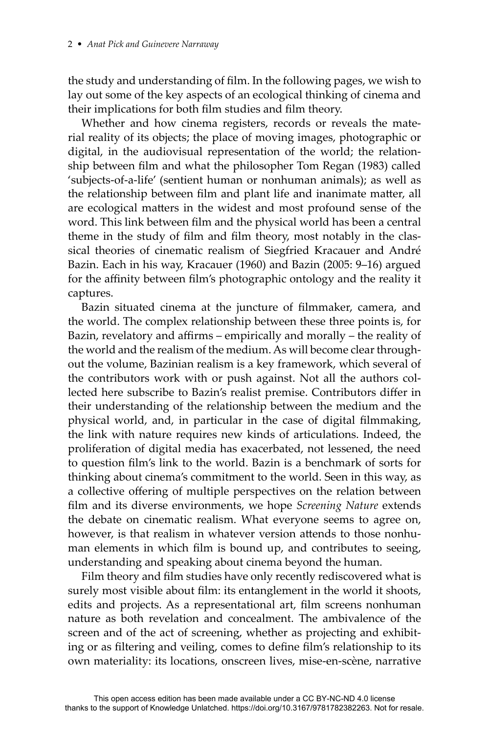the study and understanding of film. In the following pages, we wish to lay out some of the key aspects of an ecological thinking of cinema and their implications for both film studies and film theory.

Whether and how cinema registers, records or reveals the material reality of its objects; the place of moving images, photographic or digital, in the audiovisual representation of the world; the relationship between film and what the philosopher Tom Regan (1983) called 'subjects-of-a-life' (sentient human or nonhuman animals); as well as the relationship between film and plant life and inanimate matter, all are ecological matters in the widest and most profound sense of the word. This link between film and the physical world has been a central theme in the study of film and film theory, most notably in the classical theories of cinematic realism of Siegfried Kracauer and André Bazin. Each in his way, Kracauer (1960) and Bazin (2005: 9–16) argued for the affinity between film's photographic ontology and the reality it captures.

Bazin situated cinema at the juncture of filmmaker, camera, and the world. The complex relationship between these three points is, for Bazin, revelatory and affirms – empirically and morally – the reality of the world and the realism of the medium. As will become clear throughout the volume, Bazinian realism is a key framework, which several of the contributors work with or push against. Not all the authors collected here subscribe to Bazin's realist premise. Contributors differ in their understanding of the relationship between the medium and the physical world, and, in particular in the case of digital filmmaking, the link with nature requires new kinds of articulations. Indeed, the proliferation of digital media has exacerbated, not lessened, the need to question film's link to the world. Bazin is a benchmark of sorts for thinking about cinema's commitment to the world. Seen in this way, as a collective offering of multiple perspectives on the relation between film and its diverse environments, we hope *Screening Nature* extends the debate on cinematic realism. What everyone seems to agree on, however, is that realism in whatever version attends to those nonhuman elements in which film is bound up, and contributes to seeing, understanding and speaking about cinema beyond the human.

Film theory and film studies have only recently rediscovered what is surely most visible about film: its entanglement in the world it shoots, edits and projects. As a representational art, film screens nonhuman nature as both revelation and concealment. The ambivalence of the screen and of the act of screening, whether as projecting and exhibiting or as filtering and veiling, comes to define film's relationship to its own materiality: its locations, onscreen lives, mise-en-scène, narrative

This open access edition has been made available under a CC BY-NC-ND 4.0 license thanks to the support of Knowledge Unlatched. https://doi.org/10.3167/9781782382263. Not for resale.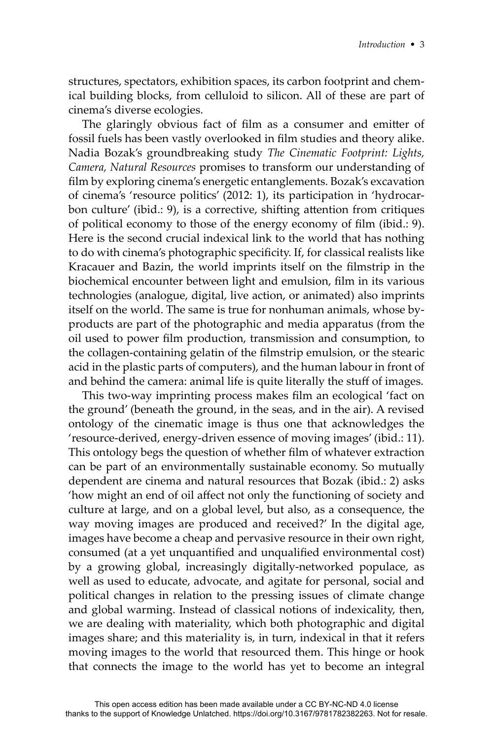structures, spectators, exhibition spaces, its carbon footprint and chemical building blocks, from celluloid to silicon. All of these are part of cinema's diverse ecologies.

The glaringly obvious fact of film as a consumer and emitter of fossil fuels has been vastly overlooked in film studies and theory alike. Nadia Bozak's groundbreaking study *The Cinematic Footprint: Lights, Camera, Natural Resources* promises to transform our understanding of film by exploring cinema's energetic entanglements. Bozak's excavation of cinema's 'resource politics' (2012: 1), its participation in 'hydrocarbon culture' (ibid.: 9), is a corrective, shifting attention from critiques of political economy to those of the energy economy of film (ibid.: 9). Here is the second crucial indexical link to the world that has nothing to do with cinema's photographic specificity. If, for classical realists like Kracauer and Bazin, the world imprints itself on the filmstrip in the biochemical encounter between light and emulsion, film in its various technologies (analogue, digital, live action, or animated) also imprints itself on the world. The same is true for nonhuman animals, whose by-products are part of the photographic and media apparatus (from the oil used to power film production, transmission and consumption, to the collagen-containing gelatin of the filmstrip emulsion, or the stearic acid in the plastic parts of computers), and the human labour in front of and behind the camera: animal life is quite literally the stuff of images.

This two-way imprinting process makes film an ecological 'fact on the ground' (beneath the ground, in the seas, and in the air). A revised ontology of the cinematic image is thus one that acknowledges the 'resource-derived, energy-driven essence of moving images' (ibid.: 11). This ontology begs the question of whether film of whatever extraction can be part of an environmentally sustainable economy. So mutually dependent are cinema and natural resources that Bozak (ibid.: 2) asks 'how might an end of oil affect not only the functioning of society and culture at large, and on a global level, but also, as a consequence, the way moving images are produced and received?' In the digital age, images have become a cheap and pervasive resource in their own right, consumed (at a yet unquantified and unqualified environmental cost) by a growing global, increasingly digitally-networked populace, as well as used to educate, advocate, and agitate for personal, social and political changes in relation to the pressing issues of climate change and global warming. Instead of classical notions of indexicality, then, we are dealing with materiality, which both photographic and digital images share; and this materiality is, in turn, indexical in that it refers moving images to the world that resourced them. This hinge or hook that connects the image to the world has yet to become an integral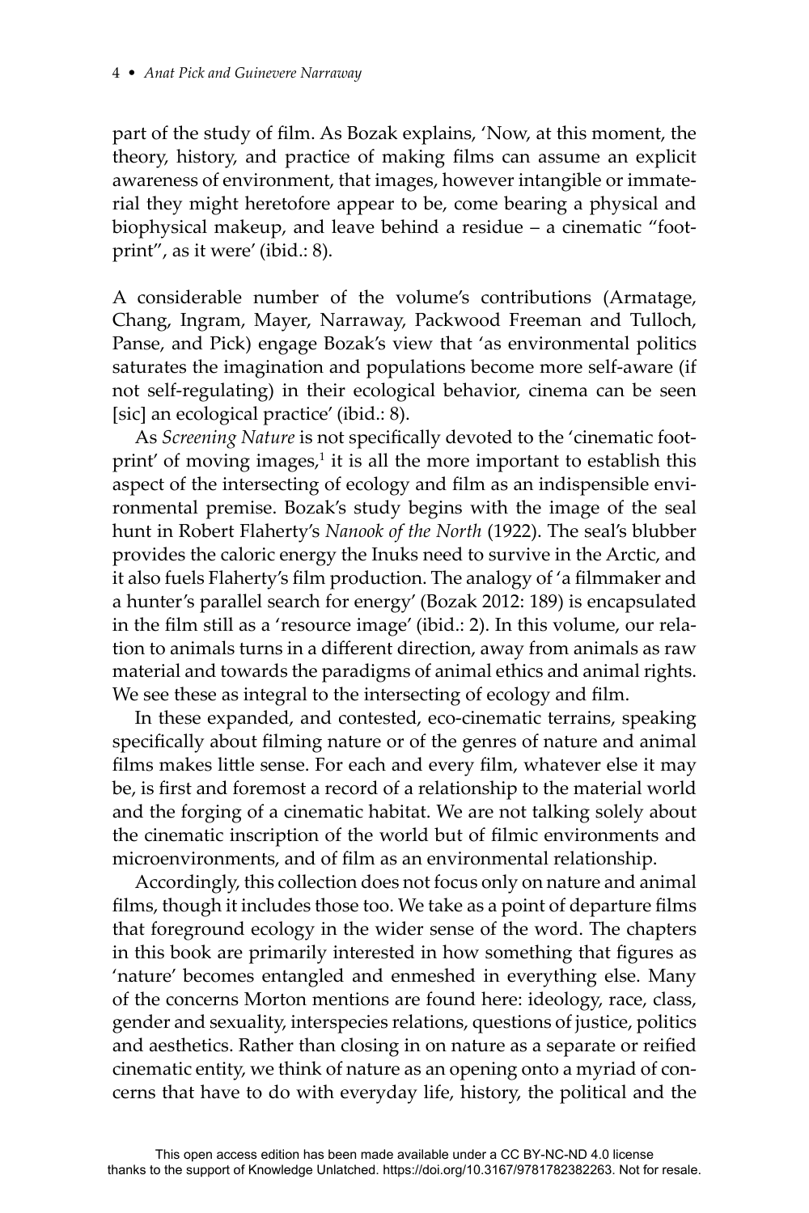part of the study of film. As Bozak explains, 'Now, at this moment, the theory, history, and practice of making films can assume an explicit awareness of environment, that images, however intangible or immaterial they might heretofore appear to be, come bearing a physical and biophysical makeup, and leave behind a residue – a cinematic "footprint", as it were' (ibid.: 8).

A considerable number of the volume's contributions (Armatage, Chang, Ingram, Mayer, Narraway, Packwood Freeman and Tulloch, Panse, and Pick) engage Bozak's view that 'as environmental politics saturates the imagination and populations become more self-aware (if not self-regulating) in their ecological behavior, cinema can be seen [sic] an ecological practice' (ibid.: 8).

As *Screening Nature* is not specifically devoted to the 'cinematic footprint' of moving images,[1] it is all the more important to establish this aspect of the intersecting of ecology and film as an indispensible environmental premise. Bozak's study begins with the image of the seal hunt in Robert Flaherty's *Nanook of the North* (1922). The seal's blubber provides the caloric energy the Inuks need to survive in the Arctic, and it also fuels Flaherty's film production. The analogy of 'a filmmaker and a hunter's parallel search for energy' (Bozak 2012: 189) is encapsulated in the film still as a 'resource image' (ibid.: 2). In this volume, our relation to animals turns in a different direction, away from animals as raw material and towards the paradigms of animal ethics and animal rights. We see these as integral to the intersecting of ecology and film.

In these expanded, and contested, eco-cinematic terrains, speaking specifically about filming nature or of the genres of nature and animal films makes little sense. For each and every film, whatever else it may be, is first and foremost a record of a relationship to the material world and the forging of a cinematic habitat. We are not talking solely about the cinematic inscription of the world but of filmic environments and microenvironments, and of film as an environmental relationship.

Accordingly, this collection does not focus only on nature and animal films, though it includes those too. We take as a point of departure films that foreground ecology in the wider sense of the word. The chapters in this book are primarily interested in how something that figures as 'nature' becomes entangled and enmeshed in everything else. Many of the concerns Morton mentions are found here: ideology, race, class, gender and sexuality, interspecies relations, questions of justice, politics and aesthetics. Rather than closing in on nature as a separate or reified cinematic entity, we think of nature as an opening onto a myriad of concerns that have to do with everyday life, history, the political and the

This open access edition has been made available under a CC BY-NC-ND 4.0 license thanks to the support of Knowledge Unlatched. https://doi.org/10.3167/9781782382263. Not for resale.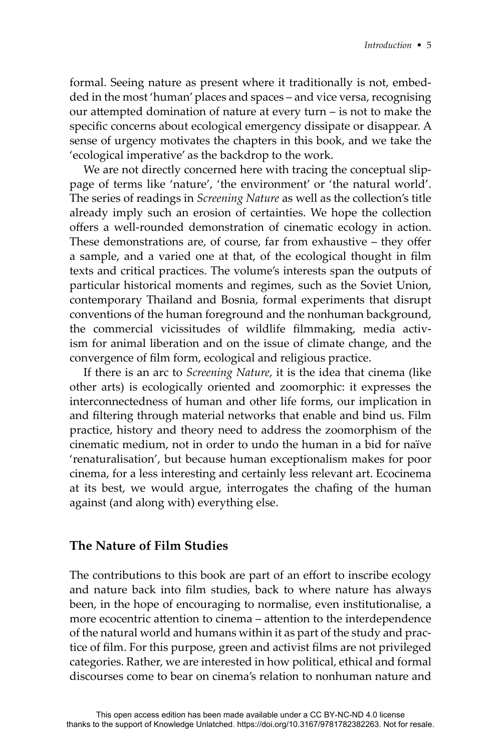formal. Seeing nature as present where it traditionally is not, embedded in the most 'human' places and spaces – and vice versa, recognising our attempted domination of nature at every turn – is not to make the specific concerns about ecological emergency dissipate or disappear. A sense of urgency motivates the chapters in this book, and we take the 'ecological imperative' as the backdrop to the work.

We are not directly concerned here with tracing the conceptual slippage of terms like 'nature', 'the environment' or 'the natural world'. The series of readings in *Screening Nature* as well as the collection's title already imply such an erosion of certainties. We hope the collection offers a well-rounded demonstration of cinematic ecology in action. These demonstrations are, of course, far from exhaustive – they offer a sample, and a varied one at that, of the ecological thought in film texts and critical practices. The volume's interests span the outputs of particular historical moments and regimes, such as the Soviet Union, contemporary Thailand and Bosnia, formal experiments that disrupt conventions of the human foreground and the nonhuman background, the commercial vicissitudes of wildlife filmmaking, media activism for animal liberation and on the issue of climate change, and the convergence of film form, ecological and religious practice.

If there is an arc to *Screening Nature*, it is the idea that cinema (like other arts) is ecologically oriented and zoomorphic: it expresses the interconnectedness of human and other life forms, our implication in and filtering through material networks that enable and bind us. Film practice, history and theory need to address the zoomorphism of the cinematic medium, not in order to undo the human in a bid for naïve 'renaturalisation', but because human exceptionalism makes for poor cinema, for a less interesting and certainly less relevant art. Ecocinema at its best, we would argue, interrogates the chafing of the human against (and along with) everything else.

## The Nature of Film Studies

The contributions to this book are part of an effort to inscribe ecology and nature back into film studies, back to where nature has always been, in the hope of encouraging to normalise, even institutionalise, a more ecocentric attention to cinema – attention to the interdependence of the natural world and humans within it as part of the study and practice of film. For this purpose, green and activist films are not privileged categories. Rather, we are interested in how political, ethical and formal discourses come to bear on cinema's relation to nonhuman nature and

This open access edition has been made available under a CC BY-NC-ND 4.0 license thanks to the support of Knowledge Unlatched. https://doi.org/10.3167/9781782382263. Not for resale.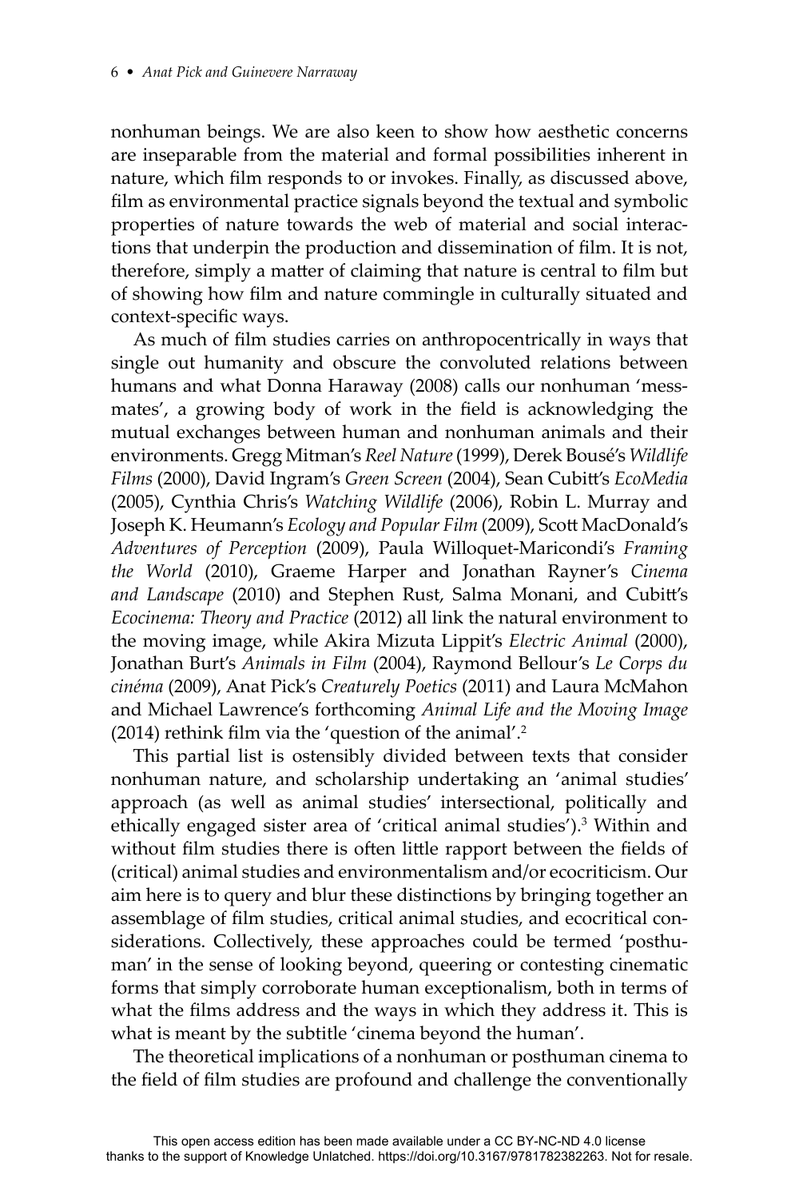nonhuman beings. We are also keen to show how aesthetic concerns are inseparable from the material and formal possibilities inherent in nature, which film responds to or invokes. Finally, as discussed above, film as environmental practice signals beyond the textual and symbolic properties of nature towards the web of material and social interactions that underpin the production and dissemination of film. It is not, therefore, simply a matter of claiming that nature is central to film but of showing how film and nature commingle in culturally situated and context-specific ways.

As much of film studies carries on anthropocentrically in ways that single out humanity and obscure the convoluted relations between humans and what Donna Haraway (2008) calls our nonhuman 'messmates', a growing body of work in the field is acknowledging the mutual exchanges between human and nonhuman animals and their environments. Gregg Mitman's *Reel Nature* (1999), Derek Bousé's *Wildlife Films* (2000), David Ingram's *Green Screen* (2004), Sean Cubitt's *EcoMedia* (2005), Cynthia Chris's *Watching Wildlife* (2006), Robin L. Murray and Joseph K. Heumann's *Ecology and Popular Film* (2009), Scott MacDonald's *Adventures of Perception* (2009), Paula Willoquet-Maricondi's *Framing the World* (2010), Graeme Harper and Jonathan Rayner's *Cinema and Landscape* (2010) and Stephen Rust, Salma Monani, and Cubitt's *Ecocinema: Theory and Practice* (2012) all link the natural environment to the moving image, while Akira Mizuta Lippit's *Electric Animal* (2000), Jonathan Burt's *Animals in Film* (2004), Raymond Bellour's *Le Corps du cinéma* (2009), Anat Pick's *Creaturely Poetics* (2011) and Laura McMahon and Michael Lawrence's forthcoming *Animal Life and the Moving Image* (2014) rethink film via the 'question of the animal'.[2]

This partial list is ostensibly divided between texts that consider nonhuman nature, and scholarship undertaking an 'animal studies' approach (as well as animal studies' intersectional, politically and ethically engaged sister area of 'critical animal studies').[3] Within and without film studies there is often little rapport between the fields of (critical) animal studies and environmentalism and/or ecocriticism. Our aim here is to query and blur these distinctions by bringing together an assemblage of film studies, critical animal studies, and ecocritical considerations. Collectively, these approaches could be termed 'posthuman' in the sense of looking beyond, queering or contesting cinematic forms that simply corroborate human exceptionalism, both in terms of what the films address and the ways in which they address it. This is what is meant by the subtitle 'cinema beyond the human'.

The theoretical implications of a nonhuman or posthuman cinema to the field of film studies are profound and challenge the conventionally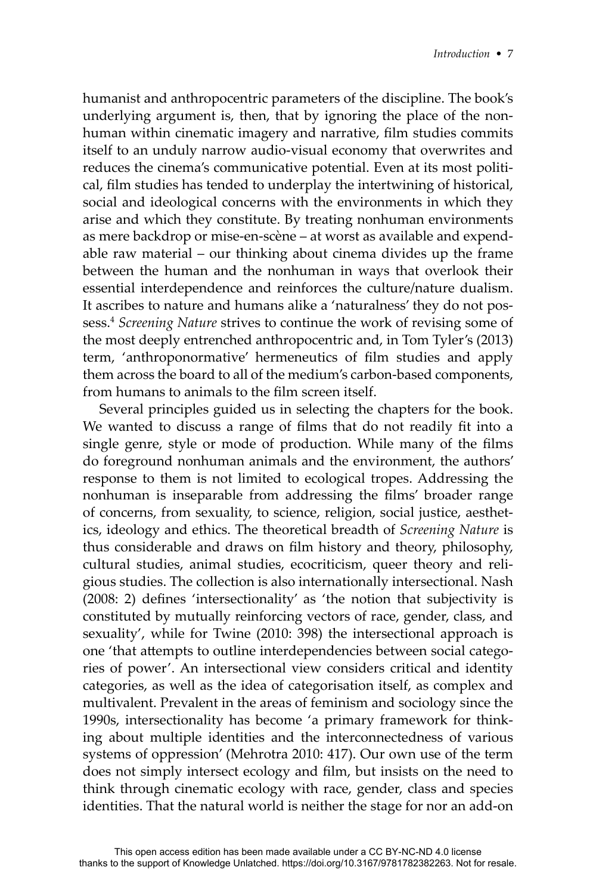humanist and anthropocentric parameters of the discipline. The book's underlying argument is, then, that by ignoring the place of the nonhuman within cinematic imagery and narrative, film studies commits itself to an unduly narrow audio-visual economy that overwrites and reduces the cinema's communicative potential. Even at its most political, film studies has tended to underplay the intertwining of historical, social and ideological concerns with the environments in which they arise and which they constitute. By treating nonhuman environments as mere backdrop or mise-en-scène – at worst as available and expendable raw material – our thinking about cinema divides up the frame between the human and the nonhuman in ways that overlook their essential interdependence and reinforces the culture/nature dualism. It ascribes to nature and humans alike a 'naturalness' they do not possess.[4] *Screening Nature* strives to continue the work of revising some of the most deeply entrenched anthropocentric and, in Tom Tyler's (2013) term, 'anthroponormative' hermeneutics of film studies and apply them across the board to all of the medium's carbon-based components, from humans to animals to the film screen itself.

Several principles guided us in selecting the chapters for the book. We wanted to discuss a range of films that do not readily fit into a single genre, style or mode of production. While many of the films do foreground nonhuman animals and the environment, the authors' response to them is not limited to ecological tropes. Addressing the nonhuman is inseparable from addressing the films' broader range of concerns, from sexuality, to science, religion, social justice, aesthetics, ideology and ethics. The theoretical breadth of *Screening Nature* is thus considerable and draws on film history and theory, philosophy, cultural studies, animal studies, ecocriticism, queer theory and religious studies. The collection is also internationally intersectional. Nash (2008: 2) defines 'intersectionality' as 'the notion that subjectivity is constituted by mutually reinforcing vectors of race, gender, class, and sexuality', while for Twine (2010: 398) the intersectional approach is one 'that attempts to outline interdependencies between social categories of power'. An intersectional view considers critical and identity categories, as well as the idea of categorisation itself, as complex and multivalent. Prevalent in the areas of feminism and sociology since the 1990s, intersectionality has become 'a primary framework for thinking about multiple identities and the interconnectedness of various systems of oppression' (Mehrotra 2010: 417). Our own use of the term does not simply intersect ecology and film, but insists on the need to think through cinematic ecology with race, gender, class and species identities. That the natural world is neither the stage for nor an add-on

This open access edition has been made available under a CC BY-NC-ND 4.0 license thanks to the support of Knowledge Unlatched. https://doi.org/10.3167/9781782382263. Not for resale.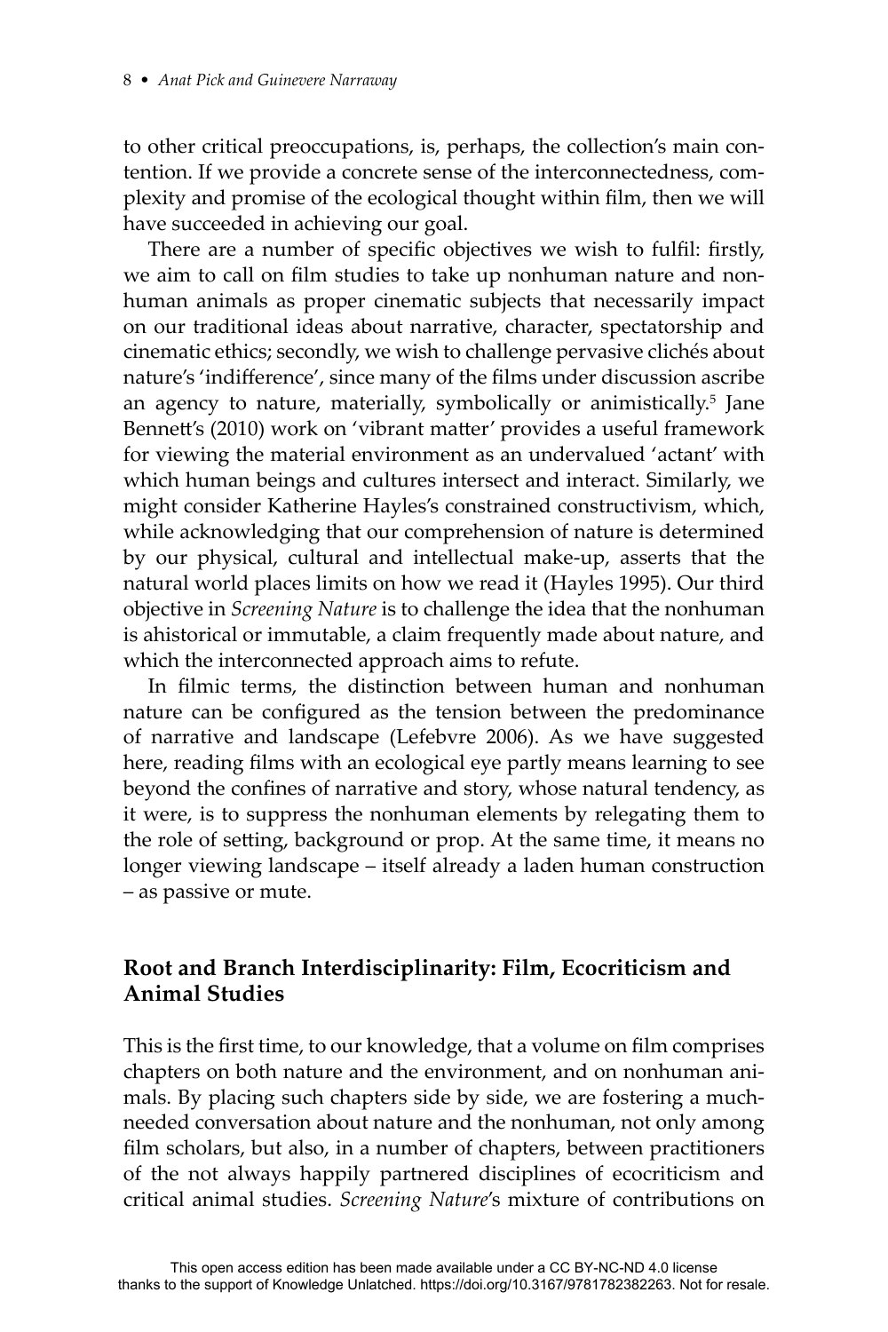to other critical preoccupations, is, perhaps, the collection's main contention. If we provide a concrete sense of the interconnectedness, complexity and promise of the ecological thought within film, then we will have succeeded in achieving our goal.

There are a number of specific objectives we wish to fulfil: firstly, we aim to call on film studies to take up nonhuman nature and nonhuman animals as proper cinematic subjects that necessarily impact on our traditional ideas about narrative, character, spectatorship and cinematic ethics; secondly, we wish to challenge pervasive clichés about nature's 'indifference', since many of the films under discussion ascribe an agency to nature, materially, symbolically or animistically.[5] Jane Bennett's (2010) work on 'vibrant matter' provides a useful framework for viewing the material environment as an undervalued 'actant' with which human beings and cultures intersect and interact. Similarly, we might consider Katherine Hayles's constrained constructivism, which, while acknowledging that our comprehension of nature is determined by our physical, cultural and intellectual make-up, asserts that the natural world places limits on how we read it (Hayles 1995). Our third objective in *Screening Nature* is to challenge the idea that the nonhuman is ahistorical or immutable, a claim frequently made about nature, and which the interconnected approach aims to refute.

In filmic terms, the distinction between human and nonhuman nature can be configured as the tension between the predominance of narrative and landscape (Lefebvre 2006). As we have suggested here, reading films with an ecological eye partly means learning to see beyond the confines of narrative and story, whose natural tendency, as it were, is to suppress the nonhuman elements by relegating them to the role of setting, background or prop. At the same time, it means no longer viewing landscape – itself already a laden human construction – as passive or mute.

## Root and Branch Interdisciplinarity: Film, Ecocriticism and Animal Studies

This is the first time, to our knowledge, that a volume on film comprises chapters on both nature and the environment, and on nonhuman animals. By placing such chapters side by side, we are fostering a much-needed conversation about nature and the nonhuman, not only among film scholars, but also, in a number of chapters, between practitioners of the not always happily partnered disciplines of ecocriticism and critical animal studies. *Screening Nature*'s mixture of contributions on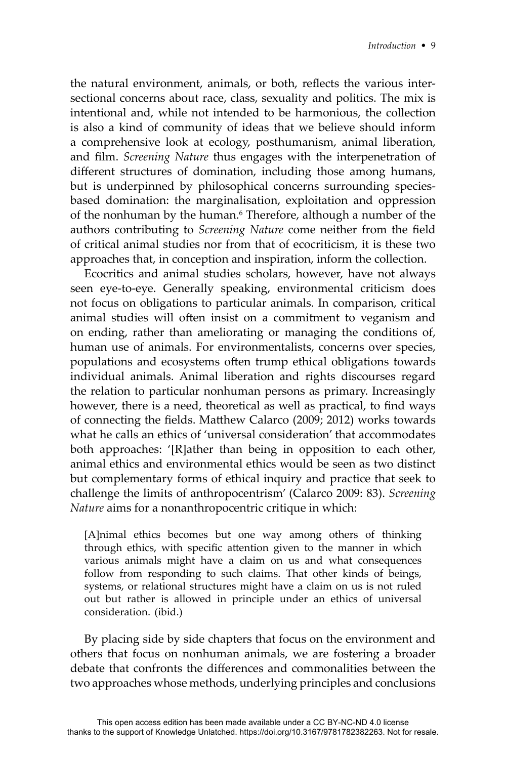the natural environment, animals, or both, reflects the various intersectional concerns about race, class, sexuality and politics. The mix is intentional and, while not intended to be harmonious, the collection is also a kind of community of ideas that we believe should inform a comprehensive look at ecology, posthumanism, animal liberation, and film. *Screening Nature* thus engages with the interpenetration of different structures of domination, including those among humans, but is underpinned by philosophical concerns surrounding species-based domination: the marginalisation, exploitation and oppression of the nonhuman by the human.[6] Therefore, although a number of the authors contributing to *Screening Nature* come neither from the field of critical animal studies nor from that of ecocriticism, it is these two approaches that, in conception and inspiration, inform the collection.

Ecocritics and animal studies scholars, however, have not always seen eye-to-eye. Generally speaking, environmental criticism does not focus on obligations to particular animals. In comparison, critical animal studies will often insist on a commitment to veganism and on ending, rather than ameliorating or managing the conditions of, human use of animals. For environmentalists, concerns over species, populations and ecosystems often trump ethical obligations towards individual animals. Animal liberation and rights discourses regard the relation to particular nonhuman persons as primary. Increasingly however, there is a need, theoretical as well as practical, to find ways of connecting the fields. Matthew Calarco (2009; 2012) works towards what he calls an ethics of 'universal consideration' that accommodates both approaches: '[R]ather than being in opposition to each other, animal ethics and environmental ethics would be seen as two distinct but complementary forms of ethical inquiry and practice that seek to challenge the limits of anthropocentrism' (Calarco 2009: 83). *Screening Nature* aims for a nonanthropocentric critique in which:

> [A]nimal ethics becomes but one way among others of thinking through ethics, with specific attention given to the manner in which various animals might have a claim on us and what consequences follow from responding to such claims. That other kinds of beings, systems, or relational structures might have a claim on us is not ruled out but rather is allowed in principle under an ethics of universal consideration. (ibid.)

By placing side by side chapters that focus on the environment and others that focus on nonhuman animals, we are fostering a broader debate that confronts the differences and commonalities between the two approaches whose methods, underlying principles and conclusions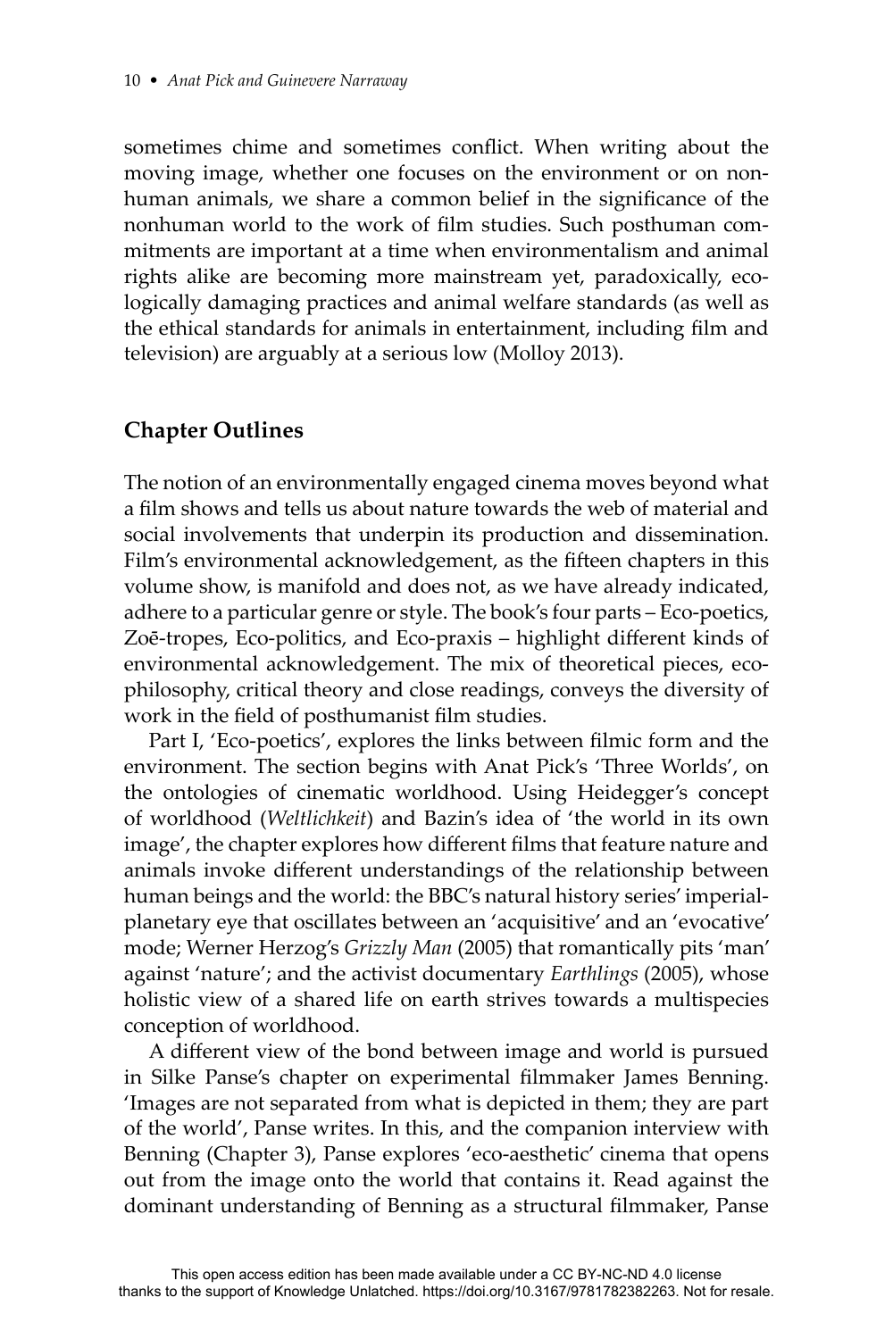sometimes chime and sometimes conflict. When writing about the moving image, whether one focuses on the environment or on nonhuman animals, we share a common belief in the significance of the nonhuman world to the work of film studies. Such posthuman commitments are important at a time when environmentalism and animal rights alike are becoming more mainstream yet, paradoxically, ecologically damaging practices and animal welfare standards (as well as the ethical standards for animals in entertainment, including film and television) are arguably at a serious low (Molloy 2013).

## Chapter Outlines

The notion of an environmentally engaged cinema moves beyond what a film shows and tells us about nature towards the web of material and social involvements that underpin its production and dissemination. Film's environmental acknowledgement, as the fifteen chapters in this volume show, is manifold and does not, as we have already indicated, adhere to a particular genre or style. The book's four parts – Eco-poetics, Zoē-tropes, Eco-politics, and Eco-praxis – highlight different kinds of environmental acknowledgement. The mix of theoretical pieces, eco-philosophy, critical theory and close readings, conveys the diversity of work in the field of posthumanist film studies.

Part I, 'Eco-poetics', explores the links between filmic form and the environment. The section begins with Anat Pick's 'Three Worlds', on the ontologies of cinematic worldhood. Using Heidegger's concept of worldhood (*Weltlichkeit*) and Bazin's idea of 'the world in its own image', the chapter explores how different films that feature nature and animals invoke different understandings of the relationship between human beings and the world: the BBC's natural history series' imperial-planetary eye that oscillates between an 'acquisitive' and an 'evocative' mode; Werner Herzog's *Grizzly Man* (2005) that romantically pits 'man' against 'nature'; and the activist documentary *Earthlings* (2005), whose holistic view of a shared life on earth strives towards a multispecies conception of worldhood.

A different view of the bond between image and world is pursued in Silke Panse's chapter on experimental filmmaker James Benning. 'Images are not separated from what is depicted in them; they are part of the world', Panse writes. In this, and the companion interview with Benning (Chapter 3), Panse explores 'eco-aesthetic' cinema that opens out from the image onto the world that contains it. Read against the dominant understanding of Benning as a structural filmmaker, Panse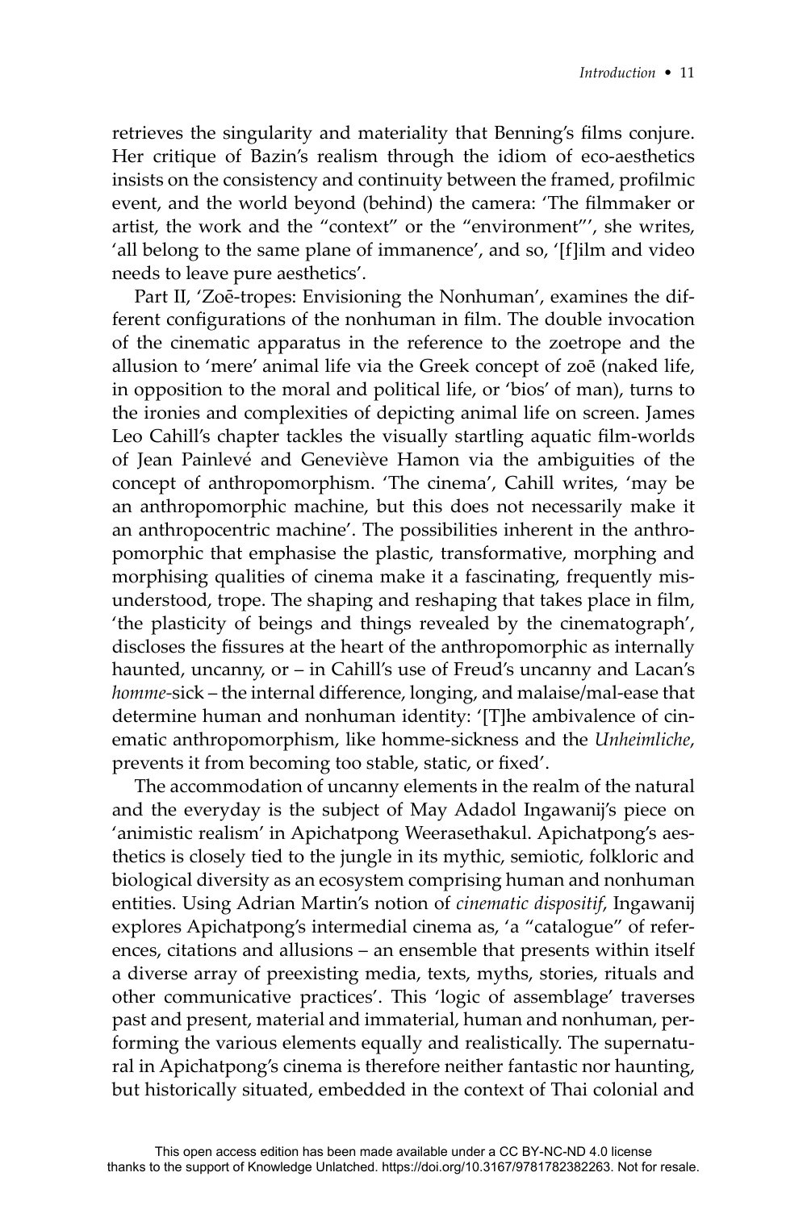retrieves the singularity and materiality that Benning's films conjure. Her critique of Bazin's realism through the idiom of eco-aesthetics insists on the consistency and continuity between the framed, profilmic event, and the world beyond (behind) the camera: 'The filmmaker or artist, the work and the "context" or the "environment"', she writes, 'all belong to the same plane of immanence', and so, '[f]ilm and video needs to leave pure aesthetics'.

Part II, 'Zoē-tropes: Envisioning the Nonhuman', examines the different configurations of the nonhuman in film. The double invocation of the cinematic apparatus in the reference to the zoetrope and the allusion to 'mere' animal life via the Greek concept of zoē (naked life, in opposition to the moral and political life, or 'bios' of man), turns to the ironies and complexities of depicting animal life on screen. James Leo Cahill's chapter tackles the visually startling aquatic film-worlds of Jean Painlevé and Geneviève Hamon via the ambiguities of the concept of anthropomorphism. 'The cinema', Cahill writes, 'may be an anthropomorphic machine, but this does not necessarily make it an anthropocentric machine'. The possibilities inherent in the anthropomorphic that emphasise the plastic, transformative, morphing and morphising qualities of cinema make it a fascinating, frequently misunderstood, trope. The shaping and reshaping that takes place in film, 'the plasticity of beings and things revealed by the cinematograph', discloses the fissures at the heart of the anthropomorphic as internally haunted, uncanny, or – in Cahill's use of Freud's uncanny and Lacan's *homme*-sick – the internal difference, longing, and malaise/mal-ease that determine human and nonhuman identity: '[T]he ambivalence of cinematic anthropomorphism, like homme-sickness and the *Unheimliche*, prevents it from becoming too stable, static, or fixed'.

The accommodation of uncanny elements in the realm of the natural and the everyday is the subject of May Adadol Ingawanij's piece on 'animistic realism' in Apichatpong Weerasethakul. Apichatpong's aesthetics is closely tied to the jungle in its mythic, semiotic, folkloric and biological diversity as an ecosystem comprising human and nonhuman entities. Using Adrian Martin's notion of *cinematic dispositif*, Ingawanij explores Apichatpong's intermedial cinema as, 'a "catalogue" of references, citations and allusions – an ensemble that presents within itself a diverse array of preexisting media, texts, myths, stories, rituals and other communicative practices'. This 'logic of assemblage' traverses past and present, material and immaterial, human and nonhuman, performing the various elements equally and realistically. The supernatural in Apichatpong's cinema is therefore neither fantastic nor haunting, but historically situated, embedded in the context of Thai colonial and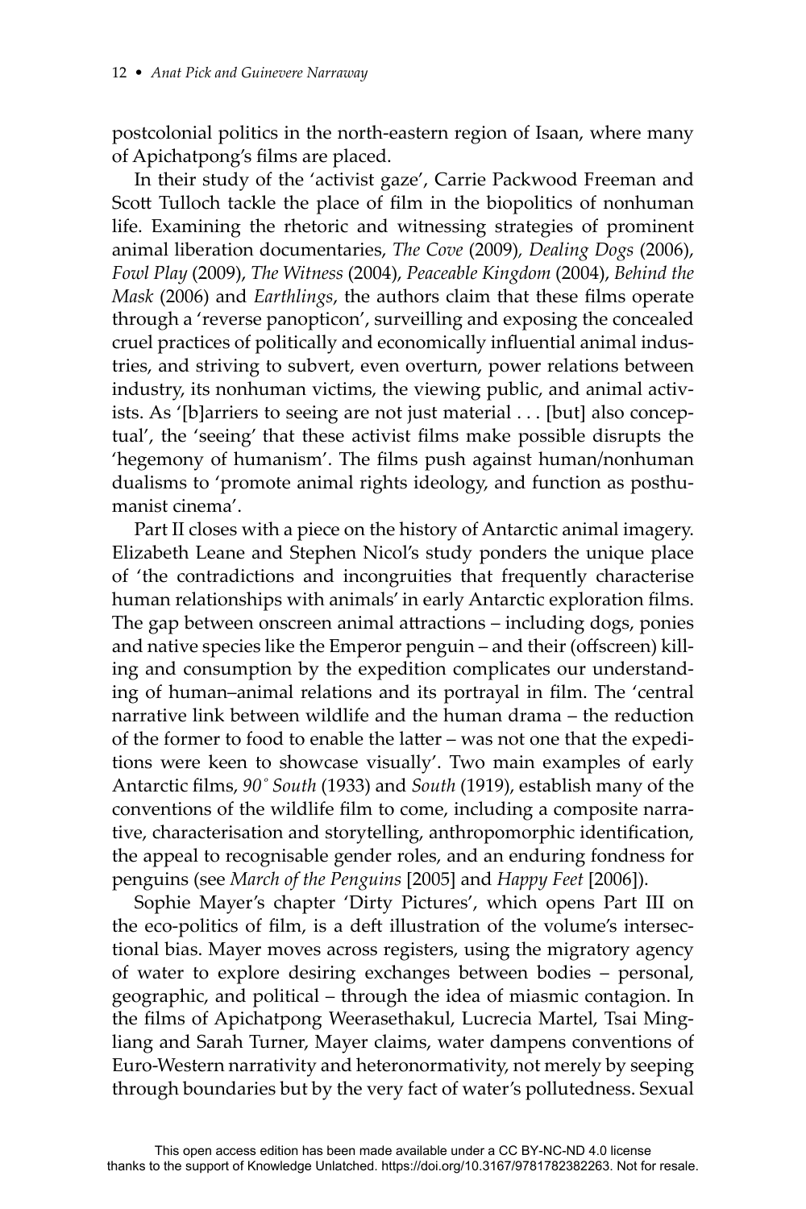postcolonial politics in the north-eastern region of Isaan, where many of Apichatpong's films are placed.

In their study of the 'activist gaze', Carrie Packwood Freeman and Scott Tulloch tackle the place of film in the biopolitics of nonhuman life. Examining the rhetoric and witnessing strategies of prominent animal liberation documentaries, *The Cove* (2009), *Dealing Dogs* (2006), *Fowl Play* (2009), *The Witness* (2004), *Peaceable Kingdom* (2004), *Behind the Mask* (2006) and *Earthlings*, the authors claim that these films operate through a 'reverse panopticon', surveilling and exposing the concealed cruel practices of politically and economically influential animal industries, and striving to subvert, even overturn, power relations between industry, its nonhuman victims, the viewing public, and animal activists. As '[b]arriers to seeing are not just material . . . [but] also conceptual', the 'seeing' that these activist films make possible disrupts the 'hegemony of humanism'. The films push against human/nonhuman dualisms to 'promote animal rights ideology, and function as posthumanist cinema'.

Part II closes with a piece on the history of Antarctic animal imagery. Elizabeth Leane and Stephen Nicol's study ponders the unique place of 'the contradictions and incongruities that frequently characterise human relationships with animals' in early Antarctic exploration films. The gap between onscreen animal attractions – including dogs, ponies and native species like the Emperor penguin – and their (offscreen) killing and consumption by the expedition complicates our understanding of human–animal relations and its portrayal in film. The 'central narrative link between wildlife and the human drama – the reduction of the former to food to enable the latter – was not one that the expeditions were keen to showcase visually'. Two main examples of early Antarctic films, *90˚ South* (1933) and *South* (1919), establish many of the conventions of the wildlife film to come, including a composite narrative, characterisation and storytelling, anthropomorphic identification, the appeal to recognisable gender roles, and an enduring fondness for penguins (see *March of the Penguins* [2005] and *Happy Feet* [2006]).

Sophie Mayer's chapter 'Dirty Pictures', which opens Part III on the eco-politics of film, is a deft illustration of the volume's intersectional bias. Mayer moves across registers, using the migratory agency of water to explore desiring exchanges between bodies – personal, geographic, and political – through the idea of miasmic contagion. In the films of Apichatpong Weerasethakul, Lucrecia Martel, Tsai Ming-liang and Sarah Turner, Mayer claims, water dampens conventions of Euro-Western narrativity and heteronormativity, not merely by seeping through boundaries but by the very fact of water's pollutedness. Sexual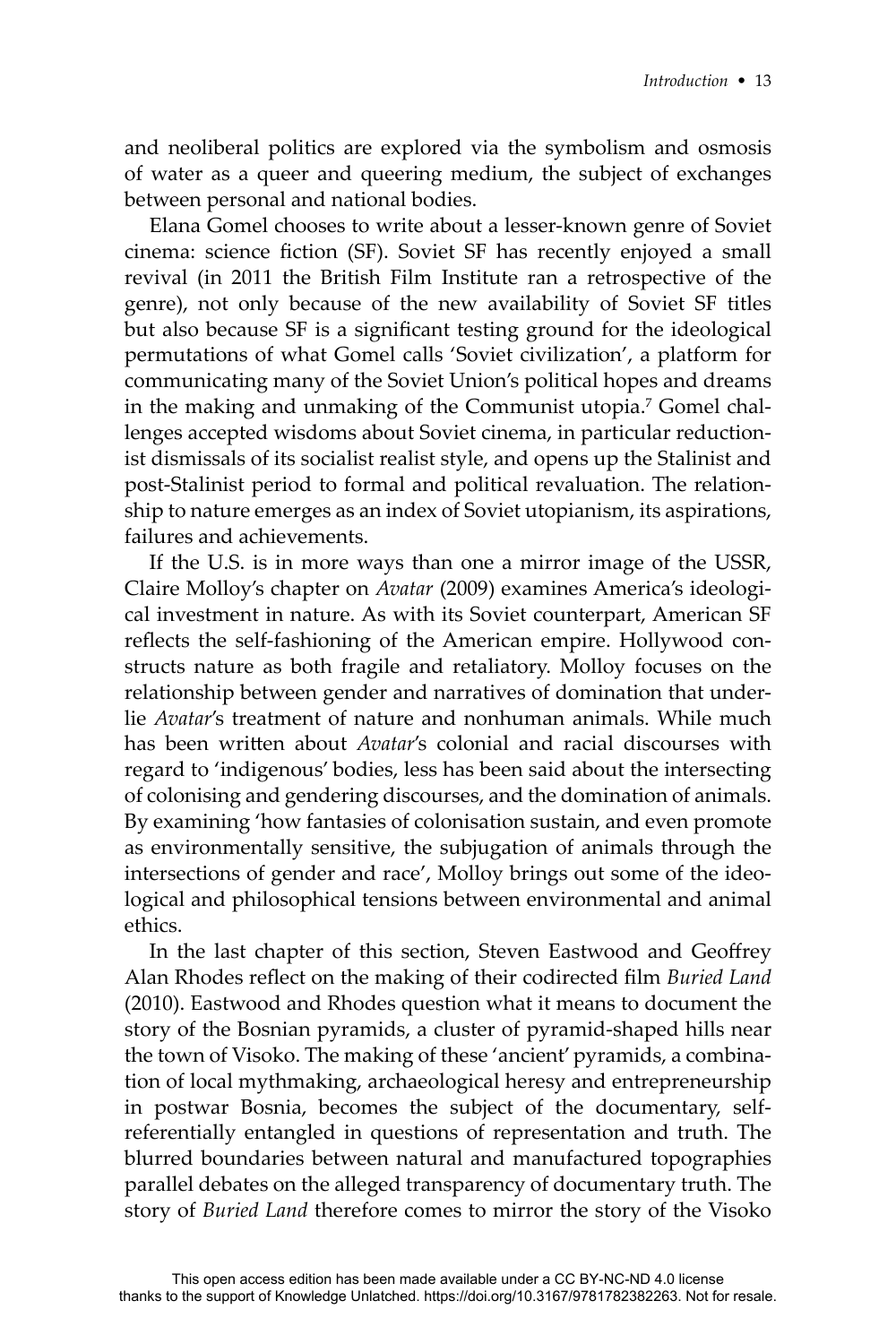and neoliberal politics are explored via the symbolism and osmosis of water as a queer and queering medium, the subject of exchanges between personal and national bodies.

Elana Gomel chooses to write about a lesser-known genre of Soviet cinema: science fiction (SF). Soviet SF has recently enjoyed a small revival (in 2011 the British Film Institute ran a retrospective of the genre), not only because of the new availability of Soviet SF titles but also because SF is a significant testing ground for the ideological permutations of what Gomel calls 'Soviet civilization', a platform for communicating many of the Soviet Union's political hopes and dreams in the making and unmaking of the Communist utopia.[7] Gomel challenges accepted wisdoms about Soviet cinema, in particular reductionist dismissals of its socialist realist style, and opens up the Stalinist and post-Stalinist period to formal and political revaluation. The relationship to nature emerges as an index of Soviet utopianism, its aspirations, failures and achievements.

If the U.S. is in more ways than one a mirror image of the USSR, Claire Molloy's chapter on *Avatar* (2009) examines America's ideological investment in nature. As with its Soviet counterpart, American SF reflects the self-fashioning of the American empire. Hollywood constructs nature as both fragile and retaliatory. Molloy focuses on the relationship between gender and narratives of domination that underlie *Avatar*'s treatment of nature and nonhuman animals. While much has been written about *Avatar*'s colonial and racial discourses with regard to 'indigenous' bodies, less has been said about the intersecting of colonising and gendering discourses, and the domination of animals. By examining 'how fantasies of colonisation sustain, and even promote as environmentally sensitive, the subjugation of animals through the intersections of gender and race', Molloy brings out some of the ideological and philosophical tensions between environmental and animal ethics.

In the last chapter of this section, Steven Eastwood and Geoffrey Alan Rhodes reflect on the making of their codirected film *Buried Land* (2010). Eastwood and Rhodes question what it means to document the story of the Bosnian pyramids, a cluster of pyramid-shaped hills near the town of Visoko. The making of these 'ancient' pyramids, a combination of local mythmaking, archaeological heresy and entrepreneurship in postwar Bosnia, becomes the subject of the documentary, self-referentially entangled in questions of representation and truth. The blurred boundaries between natural and manufactured topographies parallel debates on the alleged transparency of documentary truth. The story of *Buried Land* therefore comes to mirror the story of the Visoko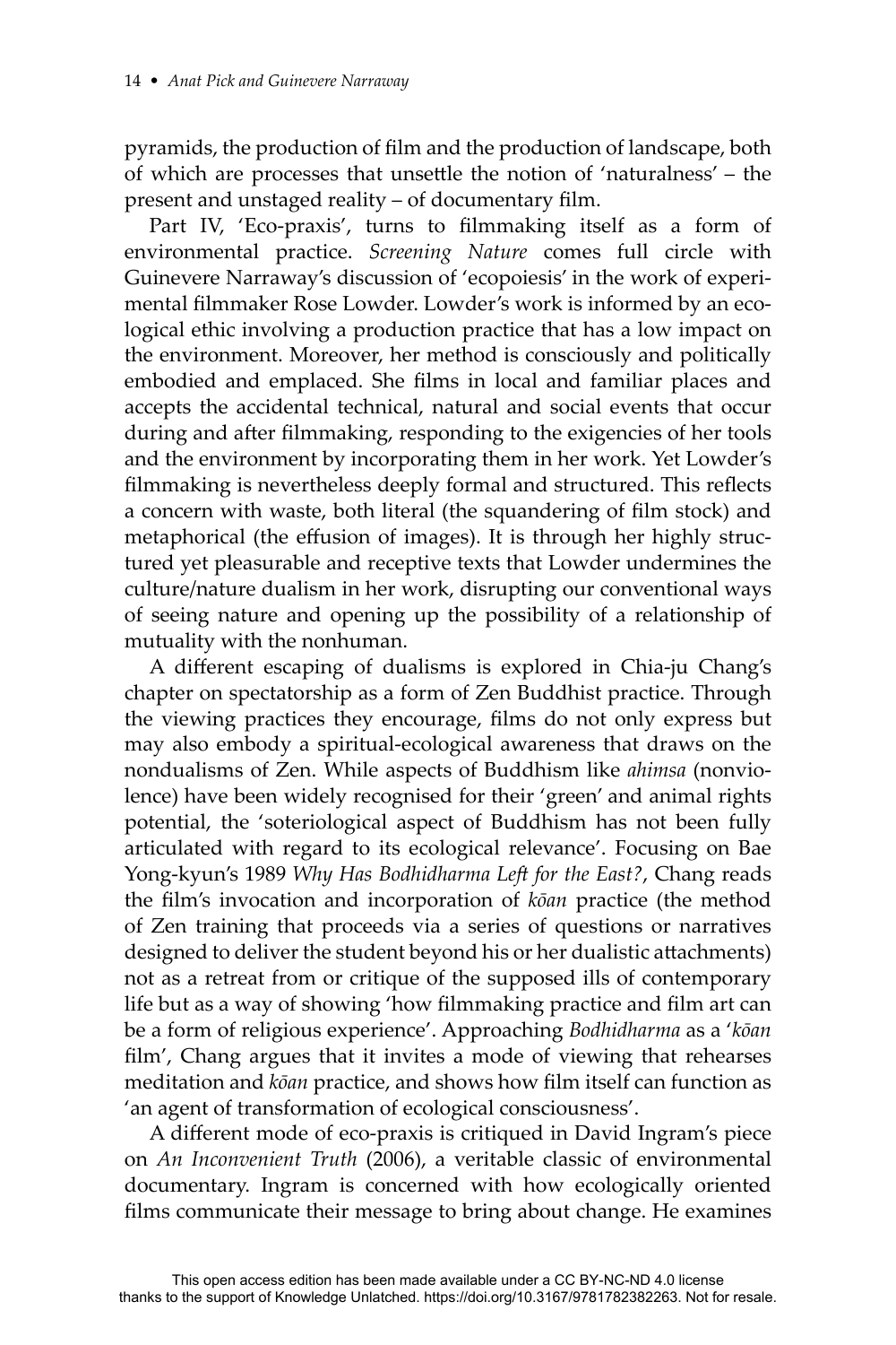pyramids, the production of film and the production of landscape, both of which are processes that unsettle the notion of 'naturalness' – the present and unstaged reality – of documentary film.

Part IV, 'Eco-praxis', turns to filmmaking itself as a form of environmental practice. *Screening Nature* comes full circle with Guinevere Narraway's discussion of 'ecopoiesis' in the work of experimental filmmaker Rose Lowder. Lowder's work is informed by an ecological ethic involving a production practice that has a low impact on the environment. Moreover, her method is consciously and politically embodied and emplaced. She films in local and familiar places and accepts the accidental technical, natural and social events that occur during and after filmmaking, responding to the exigencies of her tools and the environment by incorporating them in her work. Yet Lowder's filmmaking is nevertheless deeply formal and structured. This reflects a concern with waste, both literal (the squandering of film stock) and metaphorical (the effusion of images). It is through her highly structured yet pleasurable and receptive texts that Lowder undermines the culture/nature dualism in her work, disrupting our conventional ways of seeing nature and opening up the possibility of a relationship of mutuality with the nonhuman.

A different escaping of dualisms is explored in Chia-ju Chang's chapter on spectatorship as a form of Zen Buddhist practice. Through the viewing practices they encourage, films do not only express but may also embody a spiritual-ecological awareness that draws on the nondualisms of Zen. While aspects of Buddhism like *ahimsa* (nonviolence) have been widely recognised for their 'green' and animal rights potential, the 'soteriological aspect of Buddhism has not been fully articulated with regard to its ecological relevance'. Focusing on Bae Yong-kyun's 1989 *Why Has Bodhidharma Left for the East?*, Chang reads the film's invocation and incorporation of *kōan* practice (the method of Zen training that proceeds via a series of questions or narratives designed to deliver the student beyond his or her dualistic attachments) not as a retreat from or critique of the supposed ills of contemporary life but as a way of showing 'how filmmaking practice and film art can be a form of religious experience'. Approaching *Bodhidharma* as a '*kōan* film', Chang argues that it invites a mode of viewing that rehearses meditation and *kōan* practice, and shows how film itself can function as 'an agent of transformation of ecological consciousness'.

A different mode of eco-praxis is critiqued in David Ingram's piece on *An Inconvenient Truth* (2006), a veritable classic of environmental documentary. Ingram is concerned with how ecologically oriented films communicate their message to bring about change. He examines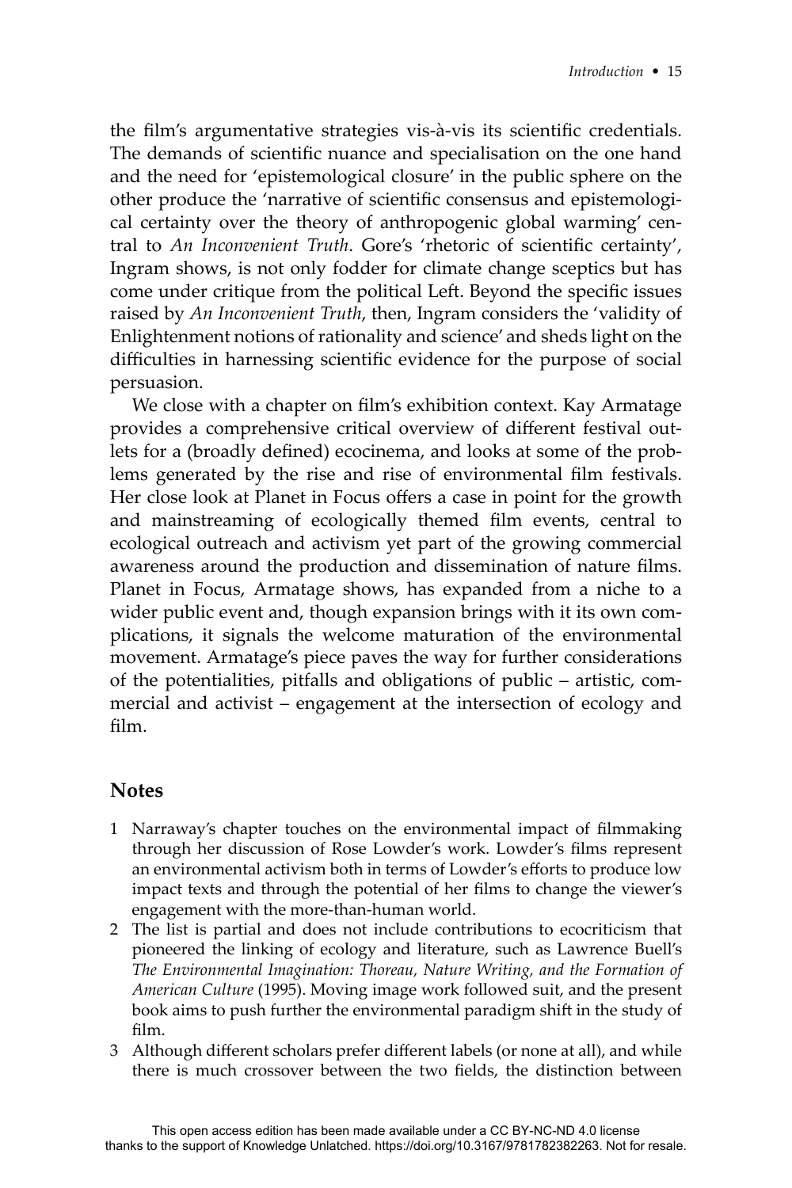the film's argumentative strategies vis-à-vis its scientific credentials. The demands of scientific nuance and specialisation on the one hand and the need for 'epistemological closure' in the public sphere on the other produce the 'narrative of scientific consensus and epistemological certainty over the theory of anthropogenic global warming' central to *An Inconvenient Truth*. Gore's 'rhetoric of scientific certainty', Ingram shows, is not only fodder for climate change sceptics but has come under critique from the political Left. Beyond the specific issues raised by *An Inconvenient Truth*, then, Ingram considers the 'validity of Enlightenment notions of rationality and science' and sheds light on the difficulties in harnessing scientific evidence for the purpose of social persuasion.

We close with a chapter on film's exhibition context. Kay Armatage provides a comprehensive critical overview of different festival outlets for a (broadly defined) ecocinema, and looks at some of the problems generated by the rise and rise of environmental film festivals. Her close look at Planet in Focus offers a case in point for the growth and mainstreaming of ecologically themed film events, central to ecological outreach and activism yet part of the growing commercial awareness around the production and dissemination of nature films. Planet in Focus, Armatage shows, has expanded from a niche to a wider public event and, though expansion brings with it its own complications, it signals the welcome maturation of the environmental movement. Armatage's piece paves the way for further considerations of the potentialities, pitfalls and obligations of public – artistic, commercial and activist – engagement at the intersection of ecology and film.

## Notes

1. Narraway's chapter touches on the environmental impact of filmmaking through her discussion of Rose Lowder's work. Lowder's films represent an environmental activism both in terms of Lowder's efforts to produce low impact texts and through the potential of her films to change the viewer's engagement with the more-than-human world.
2. The list is partial and does not include contributions to ecocriticism that pioneered the linking of ecology and literature, such as Lawrence Buell's *The Environmental Imagination: Thoreau, Nature Writing, and the Formation of American Culture* (1995). Moving image work followed suit, and the present book aims to push further the environmental paradigm shift in the study of film.
3. Although different scholars prefer different labels (or none at all), and while there is much crossover between the two fields, the distinction between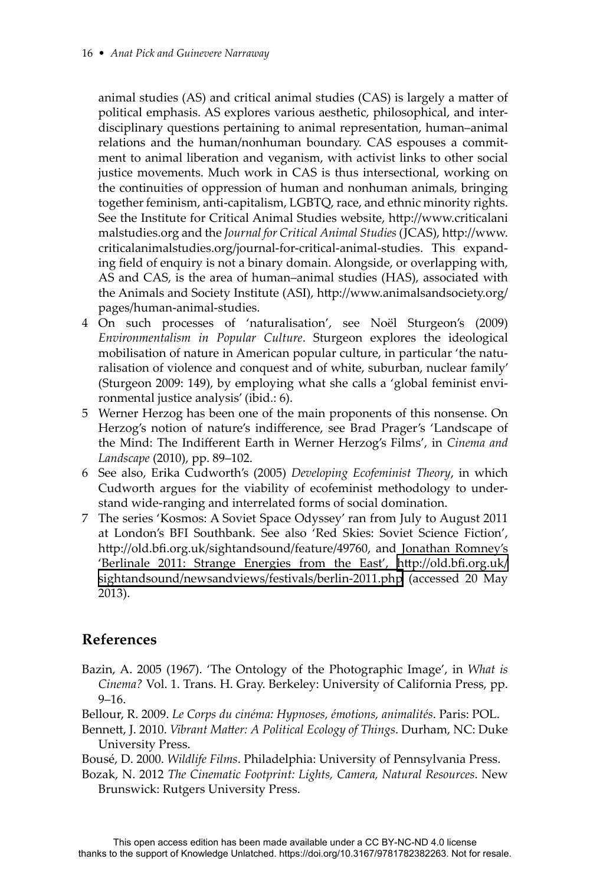animal studies (AS) and critical animal studies (CAS) is largely a matter of political emphasis. AS explores various aesthetic, philosophical, and interdisciplinary questions pertaining to animal representation, human–animal relations and the human/nonhuman boundary. CAS espouses a commitment to animal liberation and veganism, with activist links to other social justice movements. Much work in CAS is thus intersectional, working on the continuities of oppression of human and nonhuman animals, bringing together feminism, anti-capitalism, LGBTQ, race, and ethnic minority rights. See the Institute for Critical Animal Studies website, http://www.criticalanimalstudies.org and the *Journal for Critical Animal Studies* (JCAS), http://www.criticalanimalstudies.org/journal-for-critical-animal-studies. This expanding field of enquiry is not a binary domain. Alongside, or overlapping with, AS and CAS, is the area of human–animal studies (HAS), associated with the Animals and Society Institute (ASI), http://www.animalsandsociety.org/pages/human-animal-studies.

4. On such processes of 'naturalisation', see Noël Sturgeon's (2009) *Environmentalism in Popular Culture*. Sturgeon explores the ideological mobilisation of nature in American popular culture, in particular 'the naturalisation of violence and conquest and of white, suburban, nuclear family' (Sturgeon 2009: 149), by employing what she calls a 'global feminist environmental justice analysis' (ibid.: 6).
5. Werner Herzog has been one of the main proponents of this nonsense. On Herzog's notion of nature's indifference, see Brad Prager's 'Landscape of the Mind: The Indifferent Earth in Werner Herzog's Films', in *Cinema and Landscape* (2010), pp. 89–102.
6. See also, Erika Cudworth's (2005) *Developing Ecofeminist Theory*, in which Cudworth argues for the viability of ecofeminist methodology to understand wide-ranging and interrelated forms of social domination.
7. The series 'Kosmos: A Soviet Space Odyssey' ran from July to August 2011 at London's BFI Southbank. See also 'Red Skies: Soviet Science Fiction', http://old.bfi.org.uk/sightandsound/feature/49760, and Jonathan Romney's 'Berlinale 2011: Strange Energies from the East', http://old.bfi.org.uk/sightandsound/newsandviews/festivals/berlin-2011.php (accessed 20 May 2013).

## References

Bazin, A. 2005 (1967). 'The Ontology of the Photographic Image', in *What is Cinema?* Vol. 1. Trans. H. Gray. Berkeley: University of California Press, pp. 9–16.

Bellour, R. 2009. *Le Corps du cinéma: Hypnoses, émotions, animalités*. Paris: POL.

Bennett, J. 2010. *Vibrant Matter: A Political Ecology of Things*. Durham, NC: Duke University Press.

Bousé, D. 2000. *Wildlife Films*. Philadelphia: University of Pennsylvania Press.

Bozak, N. 2012 *The Cinematic Footprint: Lights, Camera, Natural Resources*. New Brunswick: Rutgers University Press.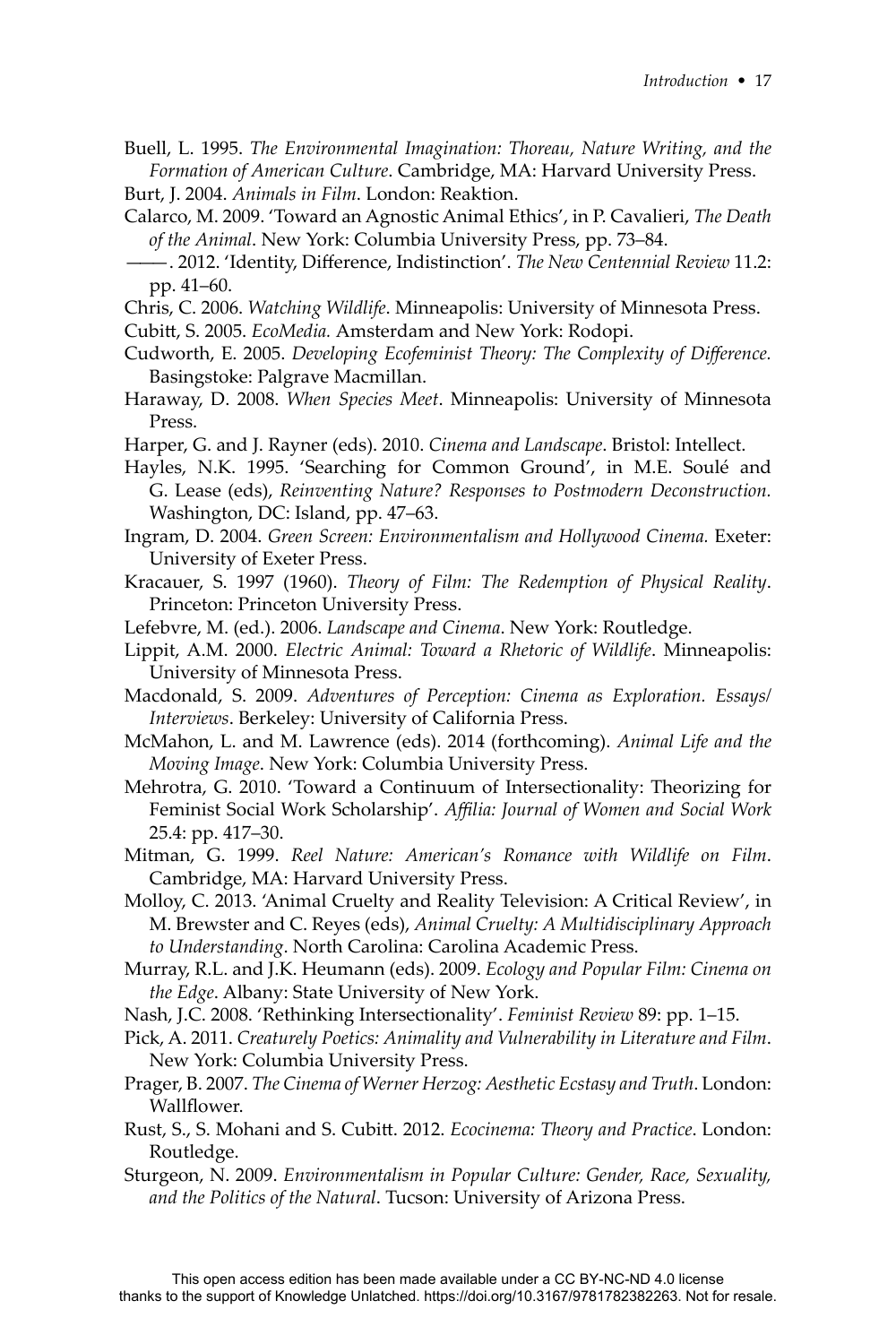Buell, L. 1995. *The Environmental Imagination: Thoreau, Nature Writing, and the Formation of American Culture*. Cambridge, MA: Harvard University Press.

Burt, J. 2004. *Animals in Film*. London: Reaktion.

Calarco, M. 2009. 'Toward an Agnostic Animal Ethics', in P. Cavalieri, *The Death of the Animal*. New York: Columbia University Press, pp. 73–84.

———. 2012. 'Identity, Difference, Indistinction'. *The New Centennial Review* 11.2: pp. 41–60.

Chris, C. 2006. *Watching Wildlife*. Minneapolis: University of Minnesota Press.

Cubitt, S. 2005. *EcoMedia.* Amsterdam and New York: Rodopi.

Cudworth, E. 2005. *Developing Ecofeminist Theory: The Complexity of Difference.* Basingstoke: Palgrave Macmillan.

Haraway, D. 2008. *When Species Meet*. Minneapolis: University of Minnesota Press.

Harper, G. and J. Rayner (eds). 2010. *Cinema and Landscape*. Bristol: Intellect.

Hayles, N.K. 1995. 'Searching for Common Ground', in M.E. Soulé and G. Lease (eds), *Reinventing Nature? Responses to Postmodern Deconstruction.* Washington, DC: Island, pp. 47–63.

Ingram, D. 2004. *Green Screen: Environmentalism and Hollywood Cinema.* Exeter: University of Exeter Press.

Kracauer, S. 1997 (1960). *Theory of Film: The Redemption of Physical Reality*. Princeton: Princeton University Press.

Lefebvre, M. (ed.). 2006. *Landscape and Cinema*. New York: Routledge.

Lippit, A.M. 2000. *Electric Animal: Toward a Rhetoric of Wildlife*. Minneapolis: University of Minnesota Press.

Macdonald, S. 2009. *Adventures of Perception: Cinema as Exploration. Essays/Interviews*. Berkeley: University of California Press.

McMahon, L. and M. Lawrence (eds). 2014 (forthcoming). *Animal Life and the Moving Image*. New York: Columbia University Press.

Mehrotra, G. 2010. 'Toward a Continuum of Intersectionality: Theorizing for Feminist Social Work Scholarship'. *Affilia: Journal of Women and Social Work* 25.4: pp. 417–30.

Mitman, G. 1999. *Reel Nature: American's Romance with Wildlife on Film*. Cambridge, MA: Harvard University Press.

Molloy, C. 2013. 'Animal Cruelty and Reality Television: A Critical Review', in M. Brewster and C. Reyes (eds), *Animal Cruelty: A Multidisciplinary Approach to Understanding*. North Carolina: Carolina Academic Press.

Murray, R.L. and J.K. Heumann (eds). 2009. *Ecology and Popular Film: Cinema on the Edge*. Albany: State University of New York.

Nash, J.C. 2008. 'Rethinking Intersectionality'. *Feminist Review* 89: pp. 1–15.

Pick, A. 2011. *Creaturely Poetics: Animality and Vulnerability in Literature and Film*. New York: Columbia University Press.

Prager, B. 2007. *The Cinema of Werner Herzog: Aesthetic Ecstasy and Truth*. London: Wallflower.

Rust, S., S. Mohani and S. Cubitt. 2012. *Ecocinema: Theory and Practice*. London: Routledge.

Sturgeon, N. 2009. *Environmentalism in Popular Culture: Gender, Race, Sexuality, and the Politics of the Natural*. Tucson: University of Arizona Press.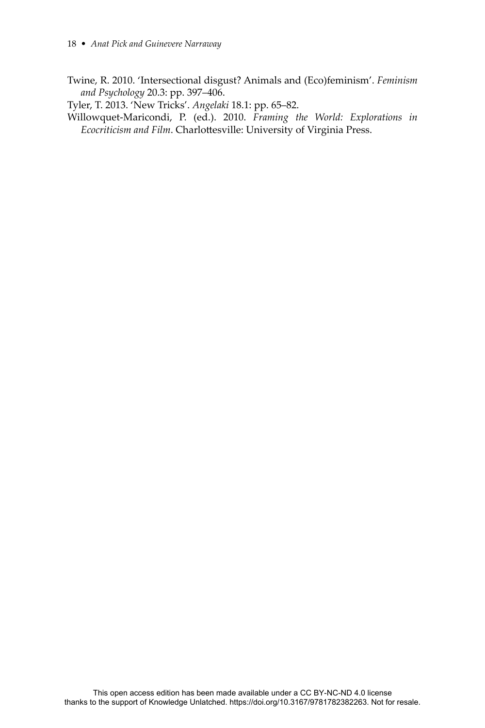Twine, R. 2010. 'Intersectional disgust? Animals and (Eco)feminism'. *Feminism and Psychology* 20.3: pp. 397–406.

Tyler, T. 2013. 'New Tricks'. *Angelaki* 18.1: pp. 65–82.

Willowquet-Maricondi, P. (ed.). 2010. *Framing the World: Explorations in Ecocriticism and Film*. Charlottesville: University of Virginia Press.

This open access edition has been made available under a CC BY-NC-ND 4.0 license thanks to the support of Knowledge Unlatched. https://doi.org/10.3167/9781782382263. Not for resale.